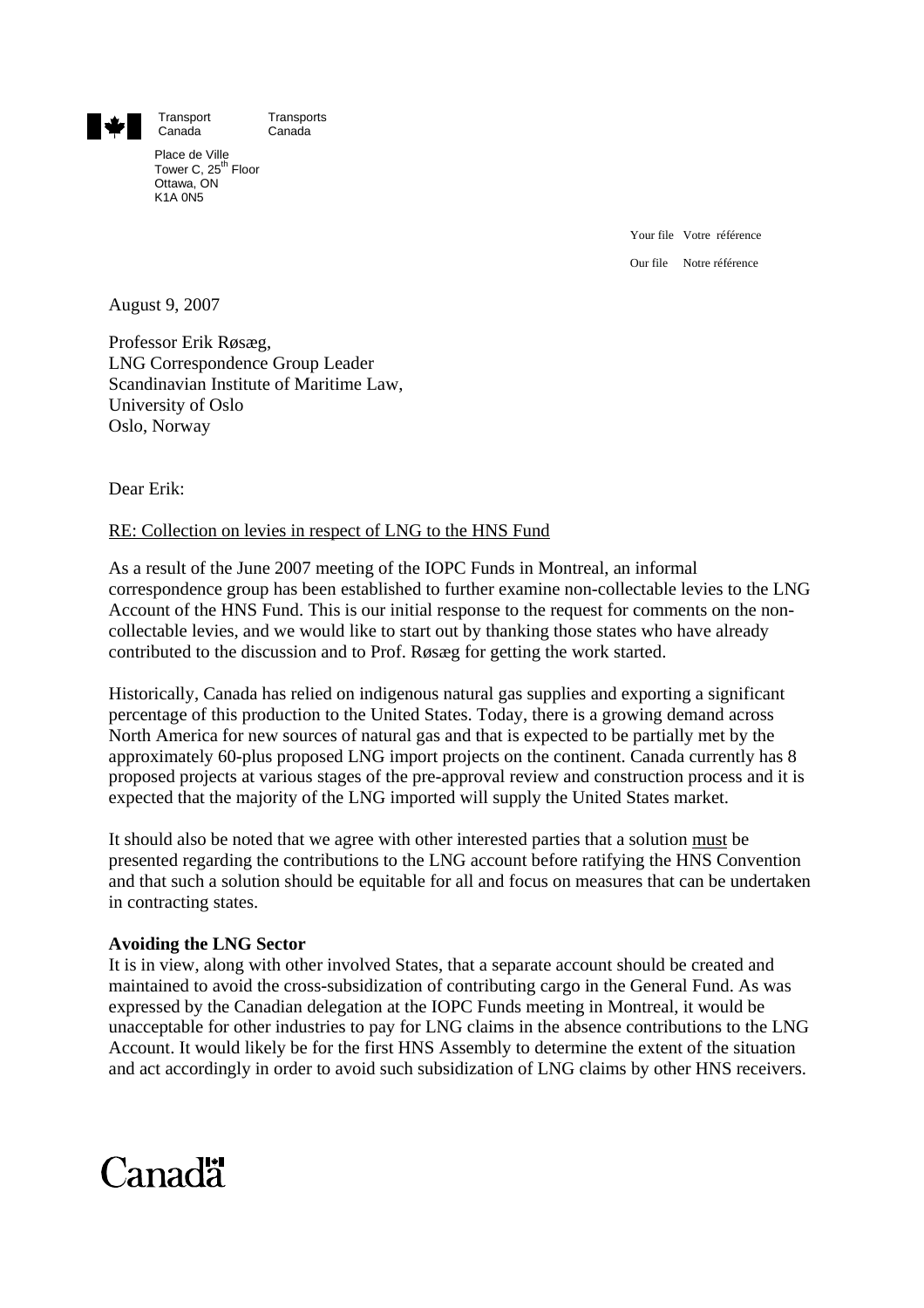Transport Canada    Transports Canada

Place de Ville
Tower C, 25th Floor
Ottawa, ON
K1A 0N5

Your file Votre référence

Our file Notre référence

August 9, 2007

Professor Erik Røsæg,
LNG Correspondence Group Leader
Scandinavian Institute of Maritime Law,
University of Oslo
Oslo, Norway

Dear Erik:

RE: Collection on levies in respect of LNG to the HNS Fund

As a result of the June 2007 meeting of the IOPC Funds in Montreal, an informal correspondence group has been established to further examine non-collectable levies to the LNG Account of the HNS Fund. This is our initial response to the request for comments on the non-collectable levies, and we would like to start out by thanking those states who have already contributed to the discussion and to Prof. Røsæg for getting the work started.

Historically, Canada has relied on indigenous natural gas supplies and exporting a significant percentage of this production to the United States. Today, there is a growing demand across North America for new sources of natural gas and that is expected to be partially met by the approximately 60-plus proposed LNG import projects on the continent. Canada currently has 8 proposed projects at various stages of the pre-approval review and construction process and it is expected that the majority of the LNG imported will supply the United States market.

It should also be noted that we agree with other interested parties that a solution must be presented regarding the contributions to the LNG account before ratifying the HNS Convention and that such a solution should be equitable for all and focus on measures that can be undertaken in contracting states.

**Avoiding the LNG Sector**

It is in view, along with other involved States, that a separate account should be created and maintained to avoid the cross-subsidization of contributing cargo in the General Fund. As was expressed by the Canadian delegation at the IOPC Funds meeting in Montreal, it would be unacceptable for other industries to pay for LNG claims in the absence contributions to the LNG Account. It would likely be for the first HNS Assembly to determine the extent of the situation and act accordingly in order to avoid such subsidization of LNG claims by other HNS receivers.

Canada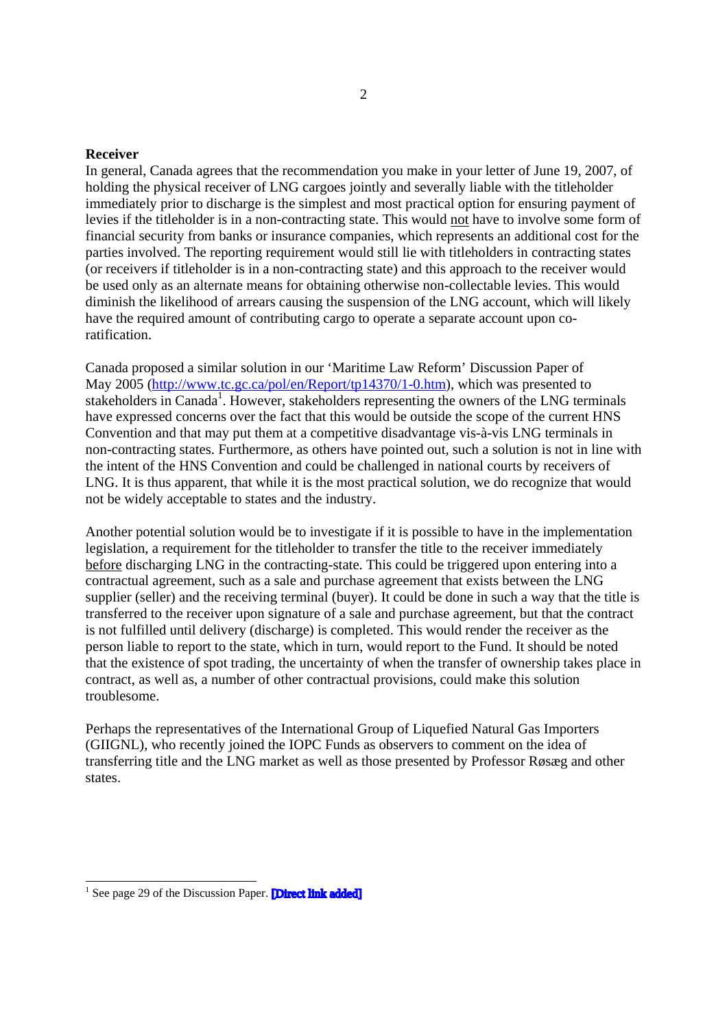**Receiver**

In general, Canada agrees that the recommendation you make in your letter of June 19, 2007, of holding the physical receiver of LNG cargoes jointly and severally liable with the titleholder immediately prior to discharge is the simplest and most practical option for ensuring payment of levies if the titleholder is in a non-contracting state. This would not have to involve some form of financial security from banks or insurance companies, which represents an additional cost for the parties involved. The reporting requirement would still lie with titleholders in contracting states (or receivers if titleholder is in a non-contracting state) and this approach to the receiver would be used only as an alternate means for obtaining otherwise non-collectable levies. This would diminish the likelihood of arrears causing the suspension of the LNG account, which will likely have the required amount of contributing cargo to operate a separate account upon co-ratification.

Canada proposed a similar solution in our 'Maritime Law Reform' Discussion Paper of May 2005 (http://www.tc.gc.ca/pol/en/Report/tp14370/1-0.htm), which was presented to stakeholders in Canada[1]. However, stakeholders representing the owners of the LNG terminals have expressed concerns over the fact that this would be outside the scope of the current HNS Convention and that may put them at a competitive disadvantage vis-à-vis LNG terminals in non-contracting states. Furthermore, as others have pointed out, such a solution is not in line with the intent of the HNS Convention and could be challenged in national courts by receivers of LNG. It is thus apparent, that while it is the most practical solution, we do recognize that would not be widely acceptable to states and the industry.

Another potential solution would be to investigate if it is possible to have in the implementation legislation, a requirement for the titleholder to transfer the title to the receiver immediately before discharging LNG in the contracting-state. This could be triggered upon entering into a contractual agreement, such as a sale and purchase agreement that exists between the LNG supplier (seller) and the receiving terminal (buyer). It could be done in such a way that the title is transferred to the receiver upon signature of a sale and purchase agreement, but that the contract is not fulfilled until delivery (discharge) is completed. This would render the receiver as the person liable to report to the state, which in turn, would report to the Fund. It should be noted that the existence of spot trading, the uncertainty of when the transfer of ownership takes place in contract, as well as, a number of other contractual provisions, could make this solution troublesome.

Perhaps the representatives of the International Group of Liquefied Natural Gas Importers (GIIGNL), who recently joined the IOPC Funds as observers to comment on the idea of transferring title and the LNG market as well as those presented by Professor Røsæg and other states.

---

[1] See page 29 of the Discussion Paper. **[Direct link added]**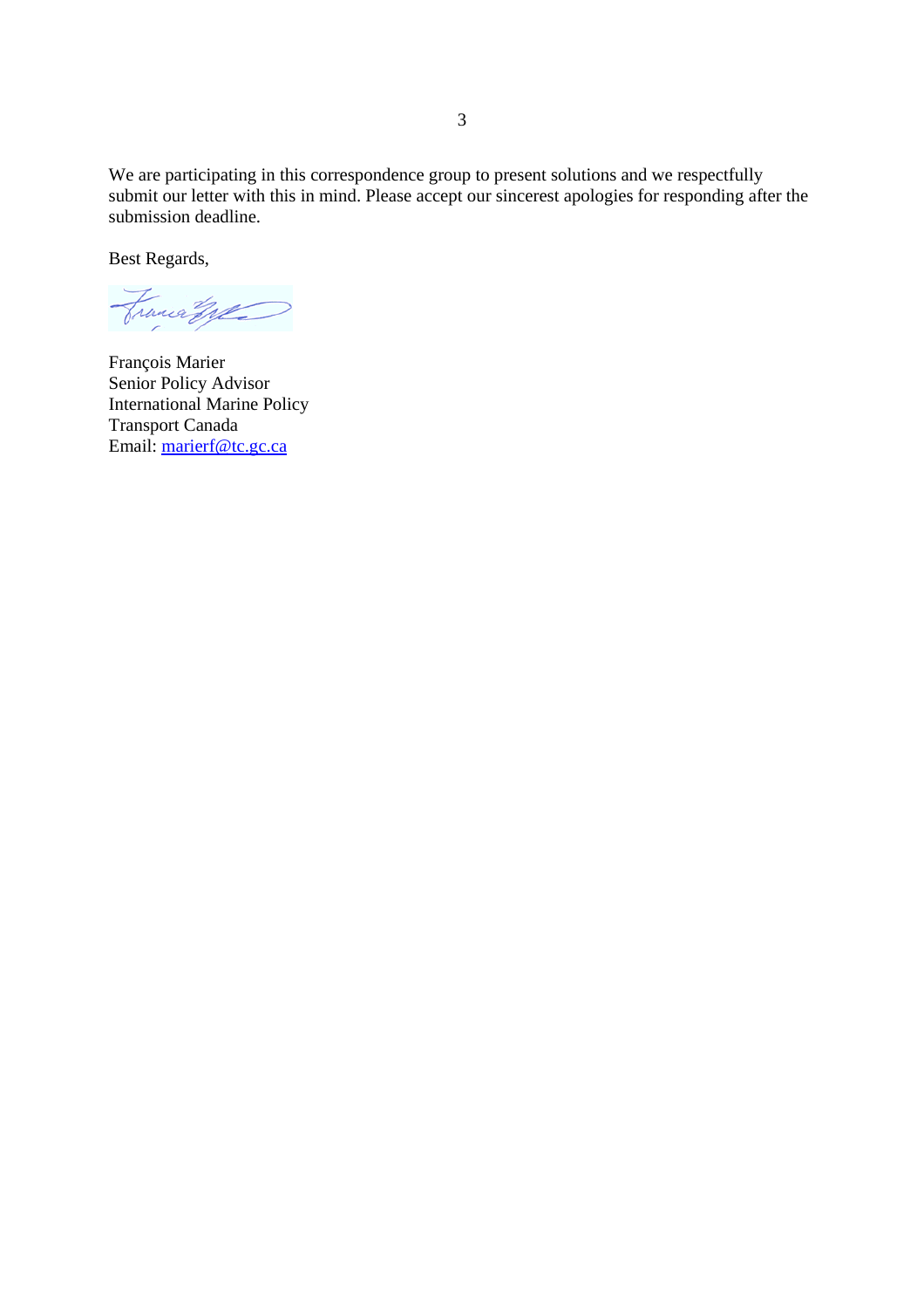We are participating in this correspondence group to present solutions and we respectfully submit our letter with this in mind. Please accept our sincerest apologies for responding after the submission deadline.

Best Regards,

François Marier
Senior Policy Advisor
International Marine Policy
Transport Canada
Email: marierf@tc.gc.ca